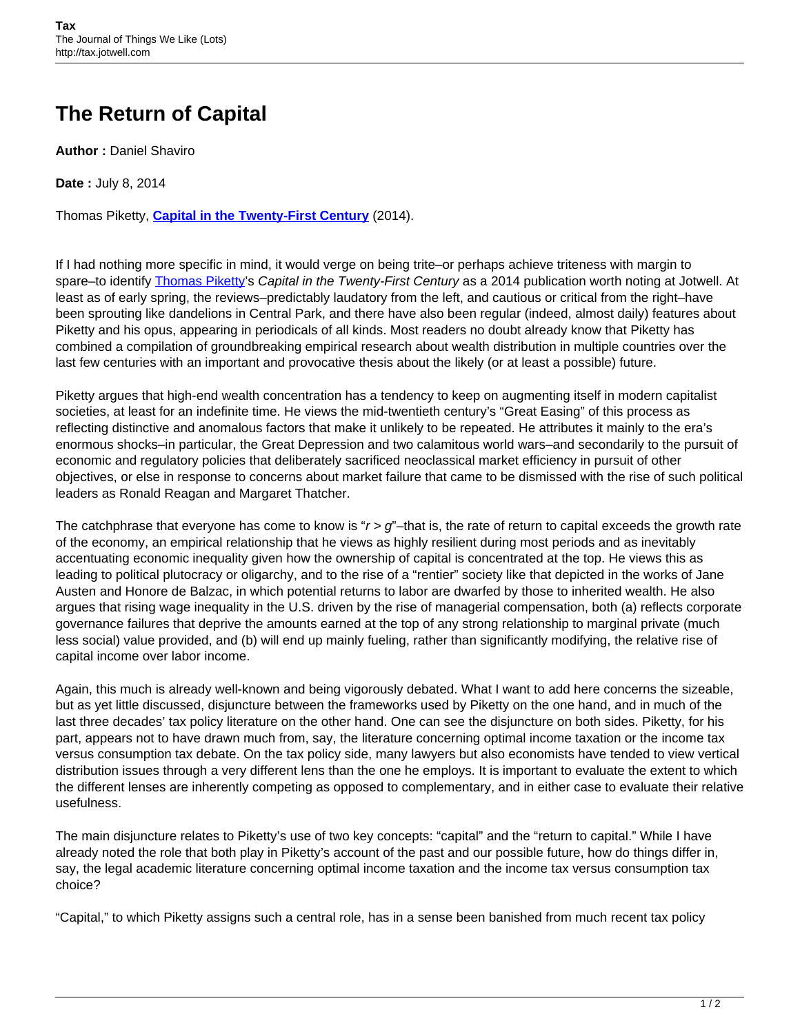# The Return of Capital

**Author :** Daniel Shaviro

**Date :** July 8, 2014

Thomas Piketty, **Capital in the Twenty-First Century** (2014).

If I had nothing more specific in mind, it would verge on being trite–or perhaps achieve triteness with margin to spare–to identify Thomas Piketty's *Capital in the Twenty-First Century* as a 2014 publication worth noting at Jotwell. At least as of early spring, the reviews–predictably laudatory from the left, and cautious or critical from the right–have been sprouting like dandelions in Central Park, and there have also been regular (indeed, almost daily) features about Piketty and his opus, appearing in periodicals of all kinds. Most readers no doubt already know that Piketty has combined a compilation of groundbreaking empirical research about wealth distribution in multiple countries over the last few centuries with an important and provocative thesis about the likely (or at least a possible) future.

Piketty argues that high-end wealth concentration has a tendency to keep on augmenting itself in modern capitalist societies, at least for an indefinite time. He views the mid-twentieth century's "Great Easing" of this process as reflecting distinctive and anomalous factors that make it unlikely to be repeated. He attributes it mainly to the era's enormous shocks–in particular, the Great Depression and two calamitous world wars–and secondarily to the pursuit of economic and regulatory policies that deliberately sacrificed neoclassical market efficiency in pursuit of other objectives, or else in response to concerns about market failure that came to be dismissed with the rise of such political leaders as Ronald Reagan and Margaret Thatcher.

The catchphrase that everyone has come to know is "$r > g$"–that is, the rate of return to capital exceeds the growth rate of the economy, an empirical relationship that he views as highly resilient during most periods and as inevitably accentuating economic inequality given how the ownership of capital is concentrated at the top. He views this as leading to political plutocracy or oligarchy, and to the rise of a "rentier" society like that depicted in the works of Jane Austen and Honore de Balzac, in which potential returns to labor are dwarfed by those to inherited wealth. He also argues that rising wage inequality in the U.S. driven by the rise of managerial compensation, both (a) reflects corporate governance failures that deprive the amounts earned at the top of any strong relationship to marginal private (much less social) value provided, and (b) will end up mainly fueling, rather than significantly modifying, the relative rise of capital income over labor income.

Again, this much is already well-known and being vigorously debated. What I want to add here concerns the sizeable, but as yet little discussed, disjuncture between the frameworks used by Piketty on the one hand, and in much of the last three decades' tax policy literature on the other hand. One can see the disjuncture on both sides. Piketty, for his part, appears not to have drawn much from, say, the literature concerning optimal income taxation or the income tax versus consumption tax debate. On the tax policy side, many lawyers but also economists have tended to view vertical distribution issues through a very different lens than the one he employs. It is important to evaluate the extent to which the different lenses are inherently competing as opposed to complementary, and in either case to evaluate their relative usefulness.

The main disjuncture relates to Piketty's use of two key concepts: "capital" and the "return to capital." While I have already noted the role that both play in Piketty's account of the past and our possible future, how do things differ in, say, the legal academic literature concerning optimal income taxation and the income tax versus consumption tax choice?

"Capital," to which Piketty assigns such a central role, has in a sense been banished from much recent tax policy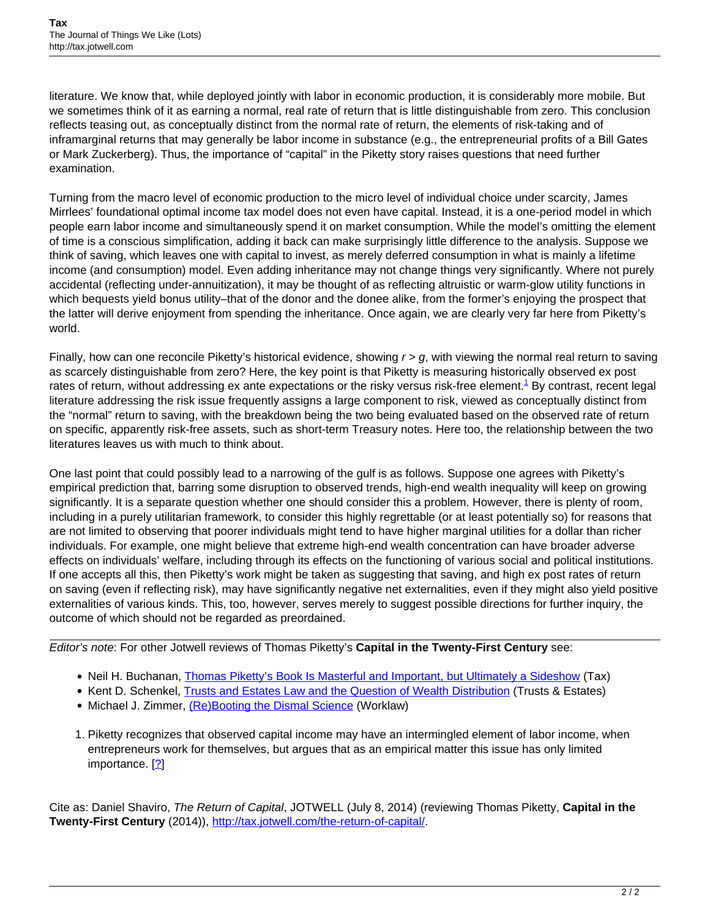literature. We know that, while deployed jointly with labor in economic production, it is considerably more mobile. But we sometimes think of it as earning a normal, real rate of return that is little distinguishable from zero. This conclusion reflects teasing out, as conceptually distinct from the normal rate of return, the elements of risk-taking and of inframarginal returns that may generally be labor income in substance (e.g., the entrepreneurial profits of a Bill Gates or Mark Zuckerberg). Thus, the importance of "capital" in the Piketty story raises questions that need further examination.

Turning from the macro level of economic production to the micro level of individual choice under scarcity, James Mirrlees' foundational optimal income tax model does not even have capital. Instead, it is a one-period model in which people earn labor income and simultaneously spend it on market consumption. While the model's omitting the element of time is a conscious simplification, adding it back can make surprisingly little difference to the analysis. Suppose we think of saving, which leaves one with capital to invest, as merely deferred consumption in what is mainly a lifetime income (and consumption) model. Even adding inheritance may not change things very significantly. Where not purely accidental (reflecting under-annuitization), it may be thought of as reflecting altruistic or warm-glow utility functions in which bequests yield bonus utility–that of the donor and the donee alike, from the former's enjoying the prospect that the latter will derive enjoyment from spending the inheritance. Once again, we are clearly very far here from Piketty's world.

Finally, how can one reconcile Piketty's historical evidence, showing $r > g$, with viewing the normal real return to saving as scarcely distinguishable from zero? Here, the key point is that Piketty is measuring historically observed ex post rates of return, without addressing ex ante expectations or the risky versus risk-free element.[1] By contrast, recent legal literature addressing the risk issue frequently assigns a large component to risk, viewed as conceptually distinct from the "normal" return to saving, with the breakdown being the two being evaluated based on the observed rate of return on specific, apparently risk-free assets, such as short-term Treasury notes. Here too, the relationship between the two literatures leaves us with much to think about.

One last point that could possibly lead to a narrowing of the gulf is as follows. Suppose one agrees with Piketty's empirical prediction that, barring some disruption to observed trends, high-end wealth inequality will keep on growing significantly. It is a separate question whether one should consider this a problem. However, there is plenty of room, including in a purely utilitarian framework, to consider this highly regrettable (or at least potentially so) for reasons that are not limited to observing that poorer individuals might tend to have higher marginal utilities for a dollar than richer individuals. For example, one might believe that extreme high-end wealth concentration can have broader adverse effects on individuals' welfare, including through its effects on the functioning of various social and political institutions. If one accepts all this, then Piketty's work might be taken as suggesting that saving, and high ex post rates of return on saving (even if reflecting risk), may have significantly negative net externalities, even if they might also yield positive externalities of various kinds. This, too, however, serves merely to suggest possible directions for further inquiry, the outcome of which should not be regarded as preordained.

---

*Editor's note*: For other Jotwell reviews of Thomas Piketty's **Capital in the Twenty-First Century** see:

- Neil H. Buchanan, Thomas Piketty's Book Is Masterful and Important, but Ultimately a Sideshow (Tax)
- Kent D. Schenkel, Trusts and Estates Law and the Question of Wealth Distribution (Trusts & Estates)
- Michael J. Zimmer, (Re)Booting the Dismal Science (Worklaw)

1. Piketty recognizes that observed capital income may have an intermingled element of labor income, when entrepreneurs work for themselves, but argues that as an empirical matter this issue has only limited importance. [?]

Cite as: Daniel Shaviro, *The Return of Capital*, JOTWELL (July 8, 2014) (reviewing Thomas Piketty, **Capital in the Twenty-First Century** (2014)), http://tax.jotwell.com/the-return-of-capital/.